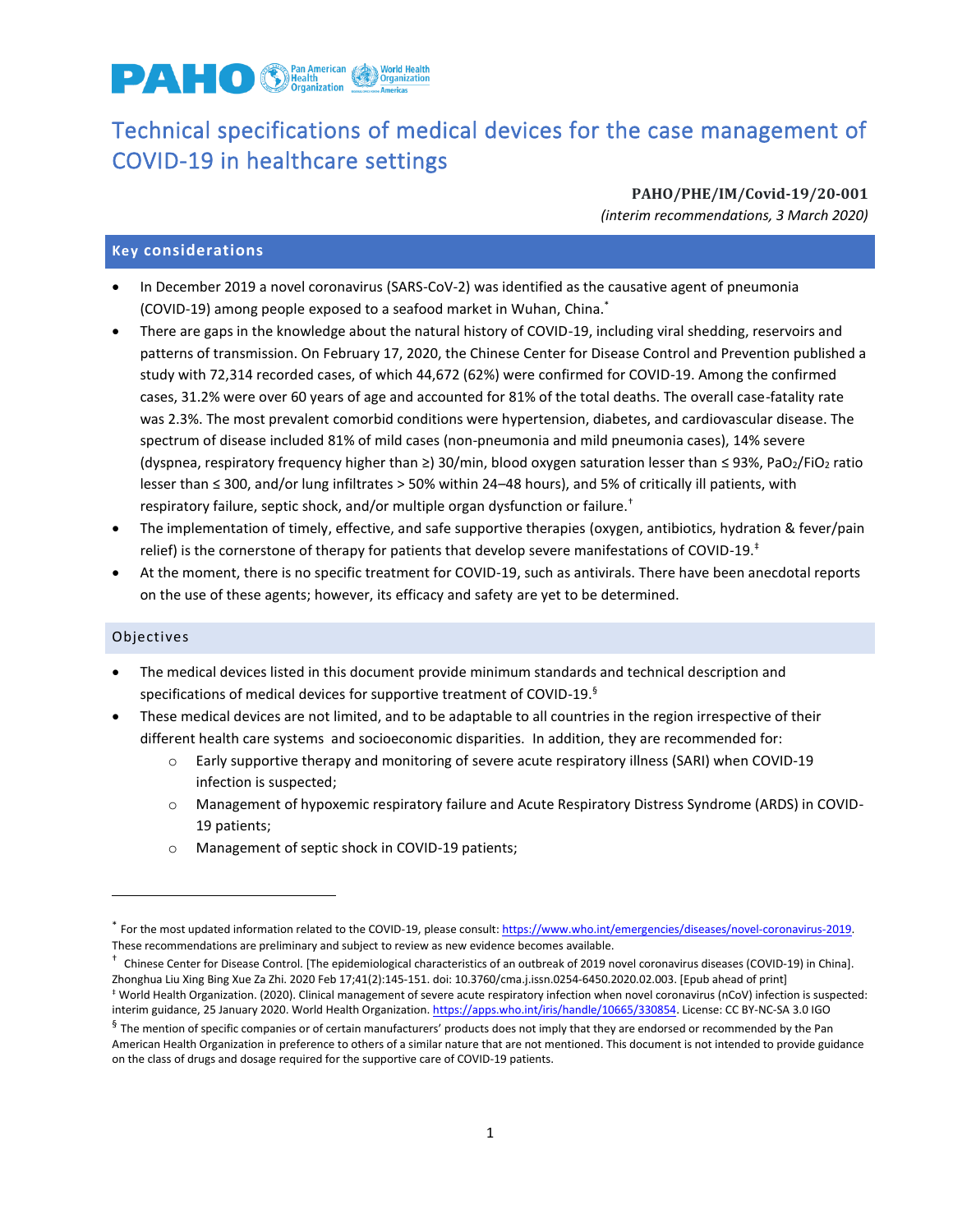# Technical specifications of medical devices for the case management of COVID-19 in healthcare settings

**PAHO/PHE/IM/Covid-19/20-001**

*(interim recommendations, 3 March 2020)*

## Key considerations

- In December 2019 a novel coronavirus (SARS-CoV-2) was identified as the causative agent of pneumonia (COVID-19) among people exposed to a seafood market in Wuhan, China.[*]
- There are gaps in the knowledge about the natural history of COVID-19, including viral shedding, reservoirs and patterns of transmission. On February 17, 2020, the Chinese Center for Disease Control and Prevention published a study with 72,314 recorded cases, of which 44,672 (62%) were confirmed for COVID-19. Among the confirmed cases, 31.2% were over 60 years of age and accounted for 81% of the total deaths. The overall case-fatality rate was 2.3%. The most prevalent comorbid conditions were hypertension, diabetes, and cardiovascular disease. The spectrum of disease included 81% of mild cases (non-pneumonia and mild pneumonia cases), 14% severe (dyspnea, respiratory frequency higher than ≥) 30/min, blood oxygen saturation lesser than ≤ 93%, $PaO_2/FiO_2$ ratio lesser than ≤ 300, and/or lung infiltrates > 50% within 24–48 hours), and 5% of critically ill patients, with respiratory failure, septic shock, and/or multiple organ dysfunction or failure.[†]
- The implementation of timely, effective, and safe supportive therapies (oxygen, antibiotics, hydration & fever/pain relief) is the cornerstone of therapy for patients that develop severe manifestations of COVID-19.[‡]
- At the moment, there is no specific treatment for COVID-19, such as antivirals. There have been anecdotal reports on the use of these agents; however, its efficacy and safety are yet to be determined.

## Objectives

- The medical devices listed in this document provide minimum standards and technical description and specifications of medical devices for supportive treatment of COVID-19.[§]
- These medical devices are not limited, and to be adaptable to all countries in the region irrespective of their different health care systems and socioeconomic disparities. In addition, they are recommended for:
  - Early supportive therapy and monitoring of severe acute respiratory illness (SARI) when COVID-19 infection is suspected;
  - Management of hypoxemic respiratory failure and Acute Respiratory Distress Syndrome (ARDS) in COVID-19 patients;
  - Management of septic shock in COVID-19 patients;

---

[*] For the most updated information related to the COVID-19, please consult: https://www.who.int/emergencies/diseases/novel-coronavirus-2019. These recommendations are preliminary and subject to review as new evidence becomes available.

[†] Chinese Center for Disease Control. [The epidemiological characteristics of an outbreak of 2019 novel coronavirus diseases (COVID-19) in China]. Zhonghua Liu Xing Bing Xue Za Zhi. 2020 Feb 17;41(2):145-151. doi: 10.3760/cma.j.issn.0254-6450.2020.02.003. [Epub ahead of print]

[‡] World Health Organization. (2020). Clinical management of severe acute respiratory infection when novel coronavirus (nCoV) infection is suspected: interim guidance, 25 January 2020. World Health Organization. https://apps.who.int/iris/handle/10665/330854. License: CC BY-NC-SA 3.0 IGO

[§] The mention of specific companies or of certain manufacturers' products does not imply that they are endorsed or recommended by the Pan American Health Organization in preference to others of a similar nature that are not mentioned. This document is not intended to provide guidance on the class of drugs and dosage required for the supportive care of COVID-19 patients.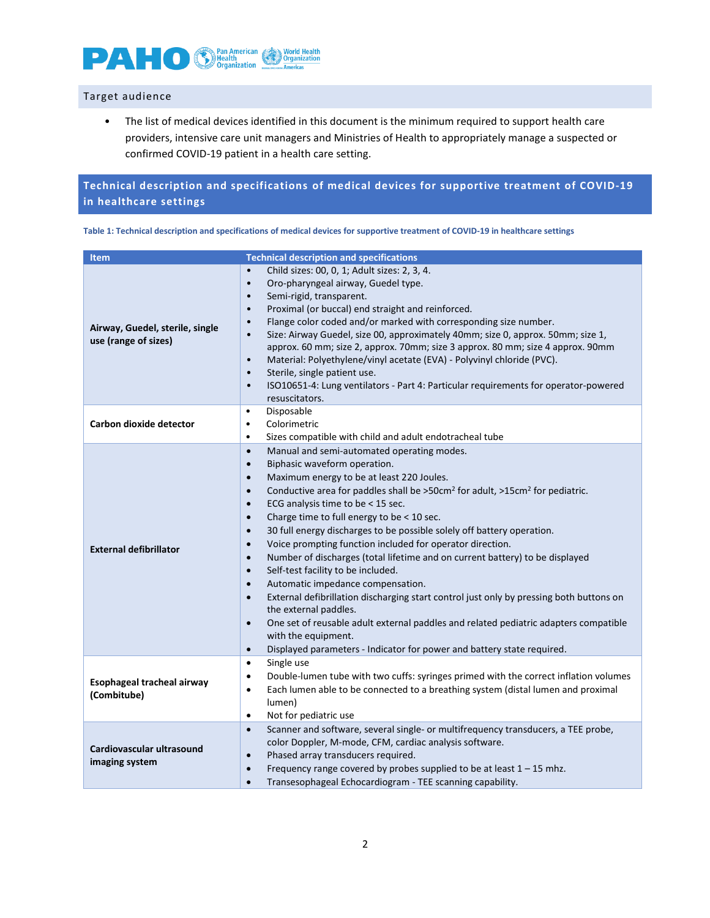## Target audience

- The list of medical devices identified in this document is the minimum required to support health care providers, intensive care unit managers and Ministries of Health to appropriately manage a suspected or confirmed COVID-19 patient in a health care setting.

## Technical description and specifications of medical devices for supportive treatment of COVID-19 in healthcare settings

**Table 1: Technical description and specifications of medical devices for supportive treatment of COVID-19 in healthcare settings**

| Item | Technical description and specifications |
|---|---|
| **Airway, Guedel, sterile, single use (range of sizes)** | • Child sizes: 00, 0, 1; Adult sizes: 2, 3, 4.<br>• Oro-pharyngeal airway, Guedel type.<br>• Semi-rigid, transparent.<br>• Proximal (or buccal) end straight and reinforced.<br>• Flange color coded and/or marked with corresponding size number.<br>• Size: Airway Guedel, size 00, approximately 40mm; size 0, approx. 50mm; size 1, approx. 60 mm; size 2, approx. 70mm; size 3 approx. 80 mm; size 4 approx. 90mm<br>• Material: Polyethylene/vinyl acetate (EVA) - Polyvinyl chloride (PVC).<br>• Sterile, single patient use.<br>• ISO10651-4: Lung ventilators - Part 4: Particular requirements for operator-powered resuscitators. |
| **Carbon dioxide detector** | • Disposable<br>• Colorimetric<br>• Sizes compatible with child and adult endotracheal tube |
| **External defibrillator** | • Manual and semi-automated operating modes.<br>• Biphasic waveform operation.<br>• Maximum energy to be at least 220 Joules.<br>• Conductive area for paddles shall be >50cm² for adult, >15cm² for pediatric.<br>• ECG analysis time to be < 15 sec.<br>• Charge time to full energy to be < 10 sec.<br>• 30 full energy discharges to be possible solely off battery operation.<br>• Voice prompting function included for operator direction.<br>• Number of discharges (total lifetime and on current battery) to be displayed<br>• Self-test facility to be included.<br>• Automatic impedance compensation.<br>• External defibrillation discharging start control just only by pressing both buttons on the external paddles.<br>• One set of reusable adult external paddles and related pediatric adapters compatible with the equipment.<br>• Displayed parameters - Indicator for power and battery state required. |
| **Esophageal tracheal airway (Combitube)** | • Single use<br>• Double-lumen tube with two cuffs: syringes primed with the correct inflation volumes<br>• Each lumen able to be connected to a breathing system (distal lumen and proximal lumen)<br>• Not for pediatric use |
| **Cardiovascular ultrasound imaging system** | • Scanner and software, several single- or multifrequency transducers, a TEE probe, color Doppler, M-mode, CFM, cardiac analysis software.<br>• Phased array transducers required.<br>• Frequency range covered by probes supplied to be at least 1 – 15 mhz.<br>• Transesophageal Echocardiogram - TEE scanning capability. |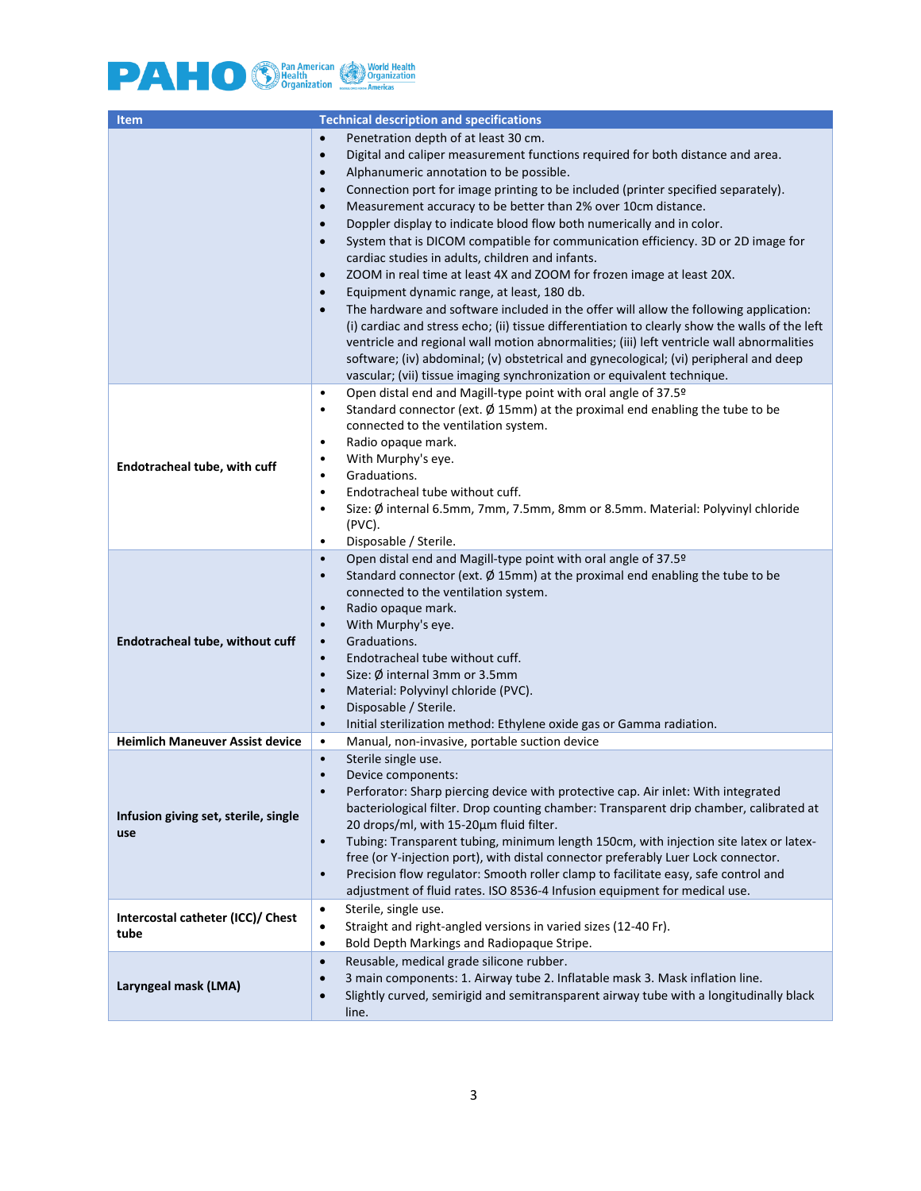| Item | Technical description and specifications |
|---|---|
| | • Penetration depth of at least 30 cm.<br>• Digital and caliper measurement functions required for both distance and area.<br>• Alphanumeric annotation to be possible.<br>• Connection port for image printing to be included (printer specified separately).<br>• Measurement accuracy to be better than 2% over 10cm distance.<br>• Doppler display to indicate blood flow both numerically and in color.<br>• System that is DICOM compatible for communication efficiency. 3D or 2D image for cardiac studies in adults, children and infants.<br>• ZOOM in real time at least 4X and ZOOM for frozen image at least 20X.<br>• Equipment dynamic range, at least, 180 db.<br>• The hardware and software included in the offer will allow the following application: (i) cardiac and stress echo; (ii) tissue differentiation to clearly show the walls of the left ventricle and regional wall motion abnormalities; (iii) left ventricle wall abnormalities software; (iv) abdominal; (v) obstetrical and gynecological; (vi) peripheral and deep vascular; (vii) tissue imaging synchronization or equivalent technique. |
| **Endotracheal tube, with cuff** | • Open distal end and Magill-type point with oral angle of 37.5º<br>• Standard connector (ext. Ø 15mm) at the proximal end enabling the tube to be connected to the ventilation system.<br>• Radio opaque mark.<br>• With Murphy's eye.<br>• Graduations.<br>• Endotracheal tube without cuff.<br>• Size: Ø internal 6.5mm, 7mm, 7.5mm, 8mm or 8.5mm. Material: Polyvinyl chloride (PVC).<br>• Disposable / Sterile. |
| **Endotracheal tube, without cuff** | • Open distal end and Magill-type point with oral angle of 37.5º<br>• Standard connector (ext. Ø 15mm) at the proximal end enabling the tube to be connected to the ventilation system.<br>• Radio opaque mark.<br>• With Murphy's eye.<br>• Graduations.<br>• Endotracheal tube without cuff.<br>• Size: Ø internal 3mm or 3.5mm<br>• Material: Polyvinyl chloride (PVC).<br>• Disposable / Sterile.<br>• Initial sterilization method: Ethylene oxide gas or Gamma radiation. |
| **Heimlich Maneuver Assist device** | • Manual, non-invasive, portable suction device |
| **Infusion giving set, sterile, single use** | • Sterile single use.<br>• Device components:<br>• Perforator: Sharp piercing device with protective cap. Air inlet: With integrated bacteriological filter. Drop counting chamber: Transparent drip chamber, calibrated at 20 drops/ml, with 15-20µm fluid filter.<br>• Tubing: Transparent tubing, minimum length 150cm, with injection site latex or latex-free (or Y-injection port), with distal connector preferably Luer Lock connector.<br>• Precision flow regulator: Smooth roller clamp to facilitate easy, safe control and adjustment of fluid rates. ISO 8536-4 Infusion equipment for medical use. |
| **Intercostal catheter (ICC)/ Chest tube** | • Sterile, single use.<br>• Straight and right-angled versions in varied sizes (12-40 Fr).<br>• Bold Depth Markings and Radiopaque Stripe. |
| **Laryngeal mask (LMA)** | • Reusable, medical grade silicone rubber.<br>• 3 main components: 1. Airway tube 2. Inflatable mask 3. Mask inflation line.<br>• Slightly curved, semirigid and semitransparent airway tube with a longitudinally black line. |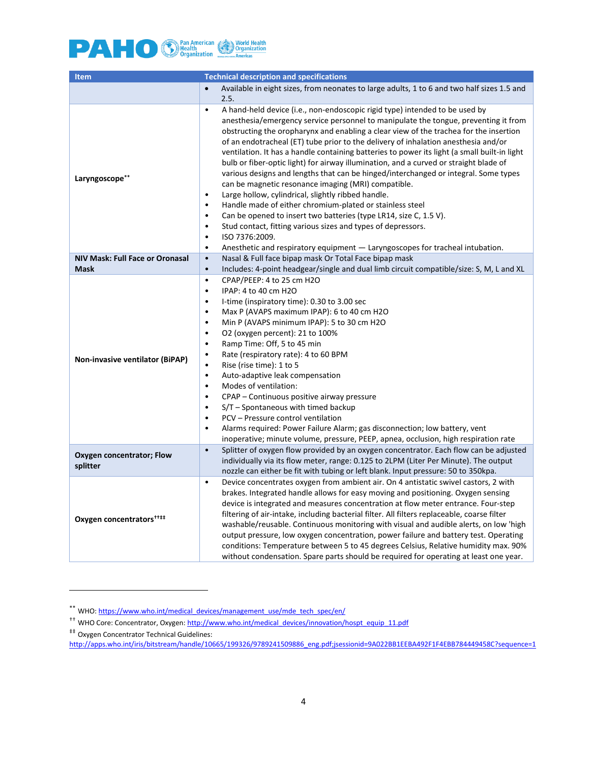| Item | Technical description and specifications |
| --- | --- |
| | • Available in eight sizes, from neonates to large adults, 1 to 6 and two half sizes 1.5 and 2.5. |
| Laryngoscope** | • A hand-held device (i.e., non-endoscopic rigid type) intended to be used by anesthesia/emergency service personnel to manipulate the tongue, preventing it from obstructing the oropharynx and enabling a clear view of the trachea for the insertion of an endotracheal (ET) tube prior to the delivery of inhalation anesthesia and/or ventilation. It has a handle containing batteries to power its light (a small built-in light bulb or fiber-optic light) for airway illumination, and a curved or straight blade of various designs and lengths that can be hinged/interchanged or integral. Some types can be magnetic resonance imaging (MRI) compatible.<br>• Large hollow, cylindrical, slightly ribbed handle.<br>• Handle made of either chromium-plated or stainless steel<br>• Can be opened to insert two batteries (type LR14, size C, 1.5 V).<br>• Stud contact, fitting various sizes and types of depressors.<br>• ISO 7376:2009.<br>• Anesthetic and respiratory equipment — Laryngoscopes for tracheal intubation. |
| **NIV Mask: Full Face or Oronasal Mask** | • Nasal & Full face bipap mask Or Total Face bipap mask<br>• Includes: 4-point headgear/single and dual limb circuit compatible/size: S, M, L and XL |
| **Non-invasive ventilator (BiPAP)** | • CPAP/PEEP: 4 to 25 cm H2O<br>• IPAP: 4 to 40 cm H2O<br>• I-time (inspiratory time): 0.30 to 3.00 sec<br>• Max P (AVAPS maximum IPAP): 6 to 40 cm H2O<br>• Min P (AVAPS minimum IPAP): 5 to 30 cm H2O<br>• O2 (oxygen percent): 21 to 100%<br>• Ramp Time: Off, 5 to 45 min<br>• Rate (respiratory rate): 4 to 60 BPM<br>• Rise (rise time): 1 to 5<br>• Auto-adaptive leak compensation<br>• Modes of ventilation:<br>• CPAP – Continuous positive airway pressure<br>• S/T – Spontaneous with timed backup<br>• PCV – Pressure control ventilation<br>• Alarms required: Power Failure Alarm; gas disconnection; low battery, vent inoperative; minute volume, pressure, PEEP, apnea, occlusion, high respiration rate |
| **Oxygen concentrator; Flow splitter** | • Splitter of oxygen flow provided by an oxygen concentrator. Each flow can be adjusted individually via its flow meter, range: 0.125 to 2LPM (Liter Per Minute). The output nozzle can either be fit with tubing or left blank. Input pressure: 50 to 350kpa. |
| **Oxygen concentrators**††‡‡ | • Device concentrates oxygen from ambient air. On 4 antistatic swivel castors, 2 with brakes. Integrated handle allows for easy moving and positioning. Oxygen sensing device is integrated and measures concentration at flow meter entrance. Four-step filtering of air-intake, including bacterial filter. All filters replaceable, coarse filter washable/reusable. Continuous monitoring with visual and audible alerts, on low 'high output pressure, low oxygen concentration, power failure and battery test. Operating conditions: Temperature between 5 to 45 degrees Celsius, Relative humidity max. 90% without condensation. Spare parts should be required for operating at least one year. |

---

** WHO: https://www.who.int/medical_devices/management_use/mde_tech_spec/en/

†† WHO Core: Concentrator, Oxygen: http://www.who.int/medical_devices/innovation/hospt_equip_11.pdf

‡‡ Oxygen Concentrator Technical Guidelines: http://apps.who.int/iris/bitstream/handle/10665/199326/9789241509886_eng.pdf;jsessionid=9A022BB1EEBA492F1F4EBB784449458C?sequence=1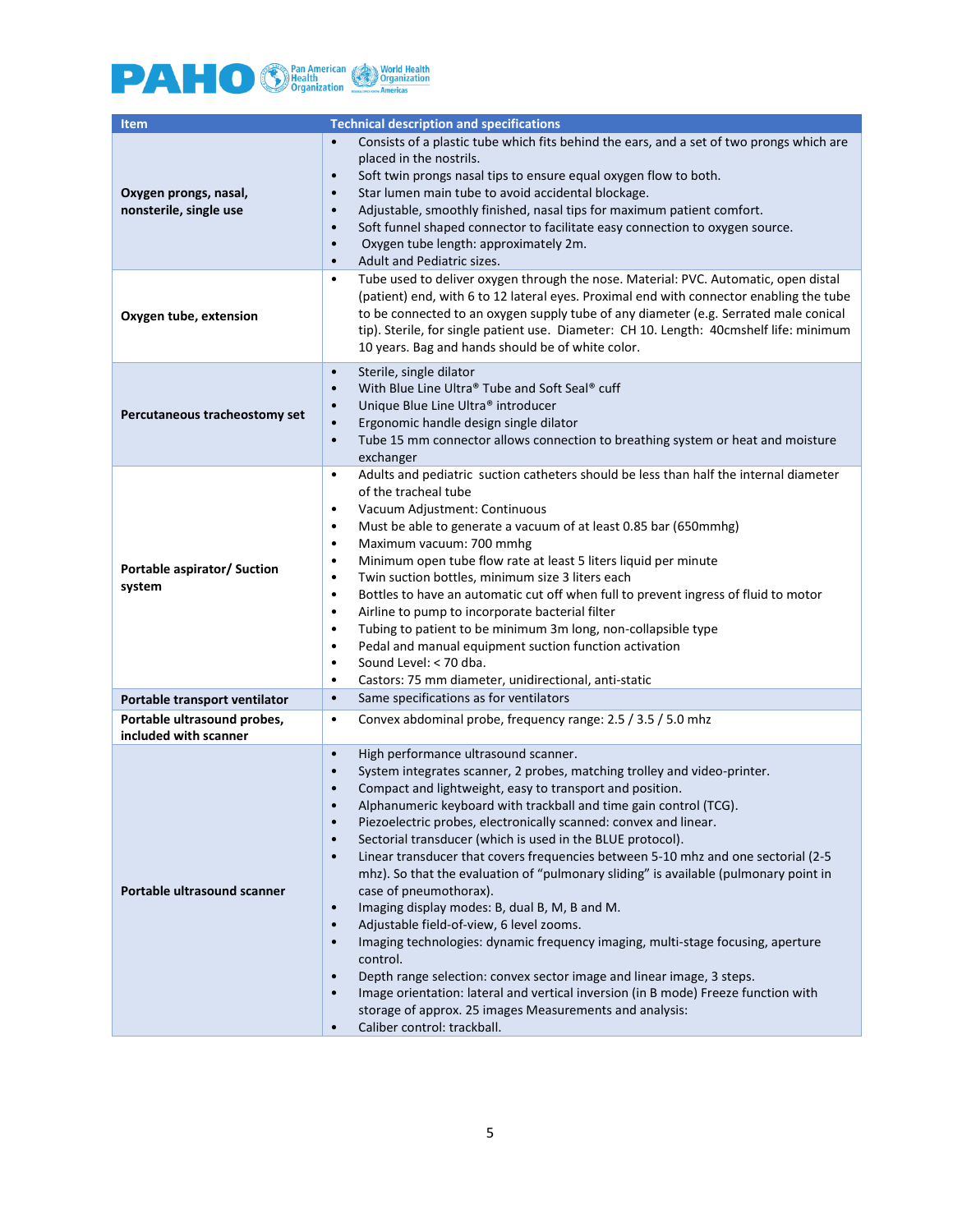| Item | Technical description and specifications |
|---|---|
| **Oxygen prongs, nasal, nonsterile, single use** | • Consists of a plastic tube which fits behind the ears, and a set of two prongs which are placed in the nostrils.<br>• Soft twin prongs nasal tips to ensure equal oxygen flow to both.<br>• Star lumen main tube to avoid accidental blockage.<br>• Adjustable, smoothly finished, nasal tips for maximum patient comfort.<br>• Soft funnel shaped connector to facilitate easy connection to oxygen source.<br>• Oxygen tube length: approximately 2m.<br>• Adult and Pediatric sizes. |
| **Oxygen tube, extension** | • Tube used to deliver oxygen through the nose. Material: PVC. Automatic, open distal (patient) end, with 6 to 12 lateral eyes. Proximal end with connector enabling the tube to be connected to an oxygen supply tube of any diameter (e.g. Serrated male conical tip). Sterile, for single patient use. Diameter: CH 10. Length: 40cmshelf life: minimum 10 years. Bag and hands should be of white color. |
| **Percutaneous tracheostomy set** | • Sterile, single dilator<br>• With Blue Line Ultra® Tube and Soft Seal® cuff<br>• Unique Blue Line Ultra® introducer<br>• Ergonomic handle design single dilator<br>• Tube 15 mm connector allows connection to breathing system or heat and moisture exchanger |
| **Portable aspirator/ Suction system** | • Adults and pediatric suction catheters should be less than half the internal diameter of the tracheal tube<br>• Vacuum Adjustment: Continuous<br>• Must be able to generate a vacuum of at least 0.85 bar (650mmhg)<br>• Maximum vacuum: 700 mmhg<br>• Minimum open tube flow rate at least 5 liters liquid per minute<br>• Twin suction bottles, minimum size 3 liters each<br>• Bottles to have an automatic cut off when full to prevent ingress of fluid to motor<br>• Airline to pump to incorporate bacterial filter<br>• Tubing to patient to be minimum 3m long, non-collapsible type<br>• Pedal and manual equipment suction function activation<br>• Sound Level: < 70 dba.<br>• Castors: 75 mm diameter, unidirectional, anti-static |
| **Portable transport ventilator** | • Same specifications as for ventilators |
| **Portable ultrasound probes, included with scanner** | • Convex abdominal probe, frequency range: 2.5 / 3.5 / 5.0 mhz |
| **Portable ultrasound scanner** | • High performance ultrasound scanner.<br>• System integrates scanner, 2 probes, matching trolley and video-printer.<br>• Compact and lightweight, easy to transport and position.<br>• Alphanumeric keyboard with trackball and time gain control (TCG).<br>• Piezoelectric probes, electronically scanned: convex and linear.<br>• Sectorial transducer (which is used in the BLUE protocol).<br>• Linear transducer that covers frequencies between 5-10 mhz and one sectorial (2-5 mhz). So that the evaluation of "pulmonary sliding" is available (pulmonary point in case of pneumothorax).<br>• Imaging display modes: B, dual B, M, B and M.<br>• Adjustable field-of-view, 6 level zooms.<br>• Imaging technologies: dynamic frequency imaging, multi-stage focusing, aperture control.<br>• Depth range selection: convex sector image and linear image, 3 steps.<br>• Image orientation: lateral and vertical inversion (in B mode) Freeze function with storage of approx. 25 images Measurements and analysis:<br>• Caliber control: trackball. |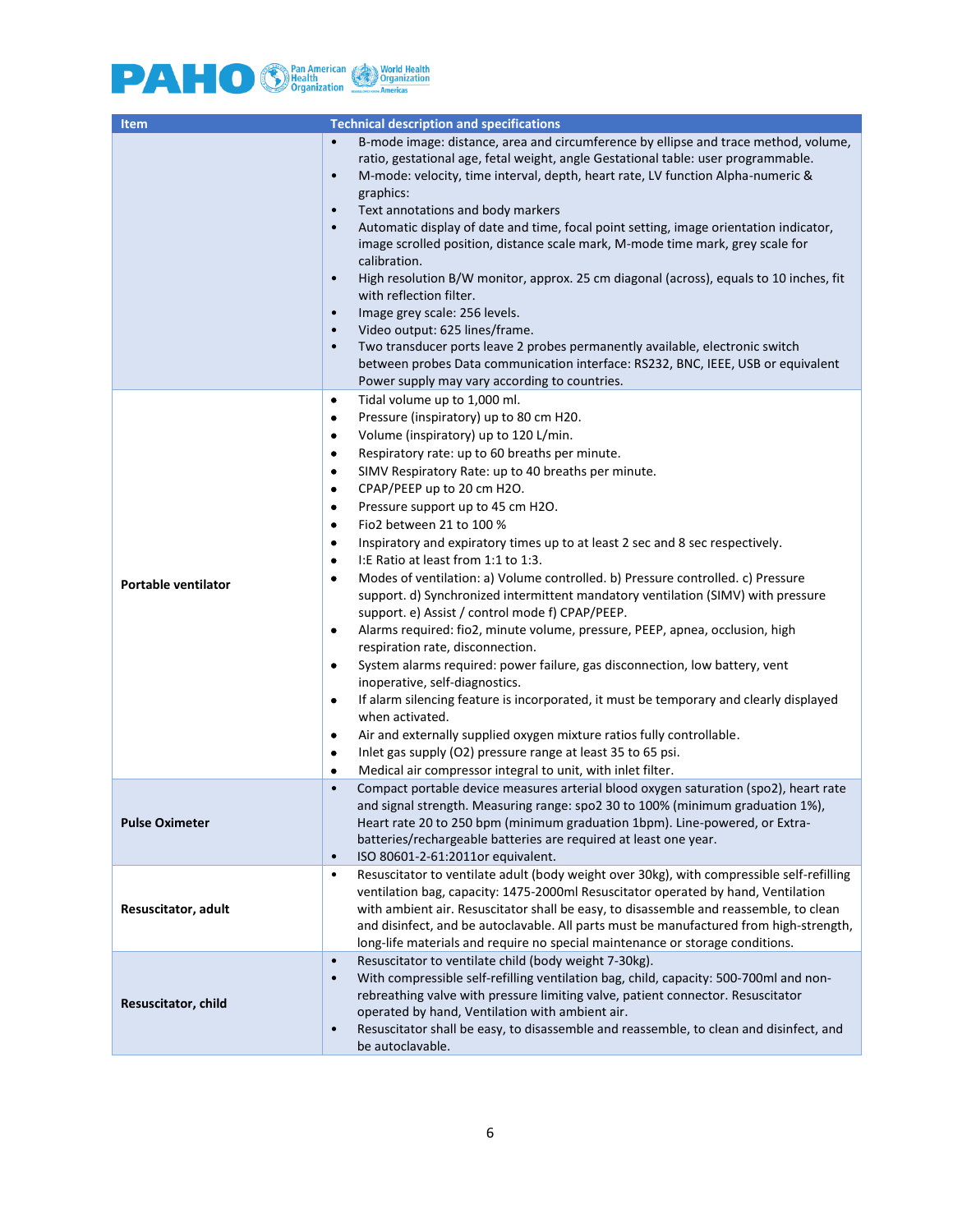| Item | Technical description and specifications |
|---|---|
| | • B-mode image: distance, area and circumference by ellipse and trace method, volume, ratio, gestational age, fetal weight, angle Gestational table: user programmable.<br>• M-mode: velocity, time interval, depth, heart rate, LV function Alpha-numeric & graphics:<br>• Text annotations and body markers<br>• Automatic display of date and time, focal point setting, image orientation indicator, image scrolled position, distance scale mark, M-mode time mark, grey scale for calibration.<br>• High resolution B/W monitor, approx. 25 cm diagonal (across), equals to 10 inches, fit with reflection filter.<br>• Image grey scale: 256 levels.<br>• Video output: 625 lines/frame.<br>• Two transducer ports leave 2 probes permanently available, electronic switch between probes Data communication interface: RS232, BNC, IEEE, USB or equivalent Power supply may vary according to countries. |
| **Portable ventilator** | • Tidal volume up to 1,000 ml.<br>• Pressure (inspiratory) up to 80 cm H20.<br>• Volume (inspiratory) up to 120 L/min.<br>• Respiratory rate: up to 60 breaths per minute.<br>• SIMV Respiratory Rate: up to 40 breaths per minute.<br>• CPAP/PEEP up to 20 cm H2O.<br>• Pressure support up to 45 cm H2O.<br>• Fio2 between 21 to 100 %<br>• Inspiratory and expiratory times up to at least 2 sec and 8 sec respectively.<br>• I:E Ratio at least from 1:1 to 1:3.<br>• Modes of ventilation: a) Volume controlled. b) Pressure controlled. c) Pressure support. d) Synchronized intermittent mandatory ventilation (SIMV) with pressure support. e) Assist / control mode f) CPAP/PEEP.<br>• Alarms required: fio2, minute volume, pressure, PEEP, apnea, occlusion, high respiration rate, disconnection.<br>• System alarms required: power failure, gas disconnection, low battery, vent inoperative, self-diagnostics.<br>• If alarm silencing feature is incorporated, it must be temporary and clearly displayed when activated.<br>• Air and externally supplied oxygen mixture ratios fully controllable.<br>• Inlet gas supply (O2) pressure range at least 35 to 65 psi.<br>• Medical air compressor integral to unit, with inlet filter. |
| **Pulse Oximeter** | • Compact portable device measures arterial blood oxygen saturation (spo2), heart rate and signal strength. Measuring range: spo2 30 to 100% (minimum graduation 1%), Heart rate 20 to 250 bpm (minimum graduation 1bpm). Line-powered, or Extra-batteries/rechargeable batteries are required at least one year.<br>• ISO 80601-2-61:2011or equivalent. |
| **Resuscitator, adult** | • Resuscitator to ventilate adult (body weight over 30kg), with compressible self-refilling ventilation bag, capacity: 1475-2000ml Resuscitator operated by hand, Ventilation with ambient air. Resuscitator shall be easy, to disassemble and reassemble, to clean and disinfect, and be autoclavable. All parts must be manufactured from high-strength, long-life materials and require no special maintenance or storage conditions. |
| **Resuscitator, child** | • Resuscitator to ventilate child (body weight 7-30kg).<br>• With compressible self-refilling ventilation bag, child, capacity: 500-700ml and non-rebreathing valve with pressure limiting valve, patient connector. Resuscitator operated by hand, Ventilation with ambient air.<br>• Resuscitator shall be easy, to disassemble and reassemble, to clean and disinfect, and be autoclavable. |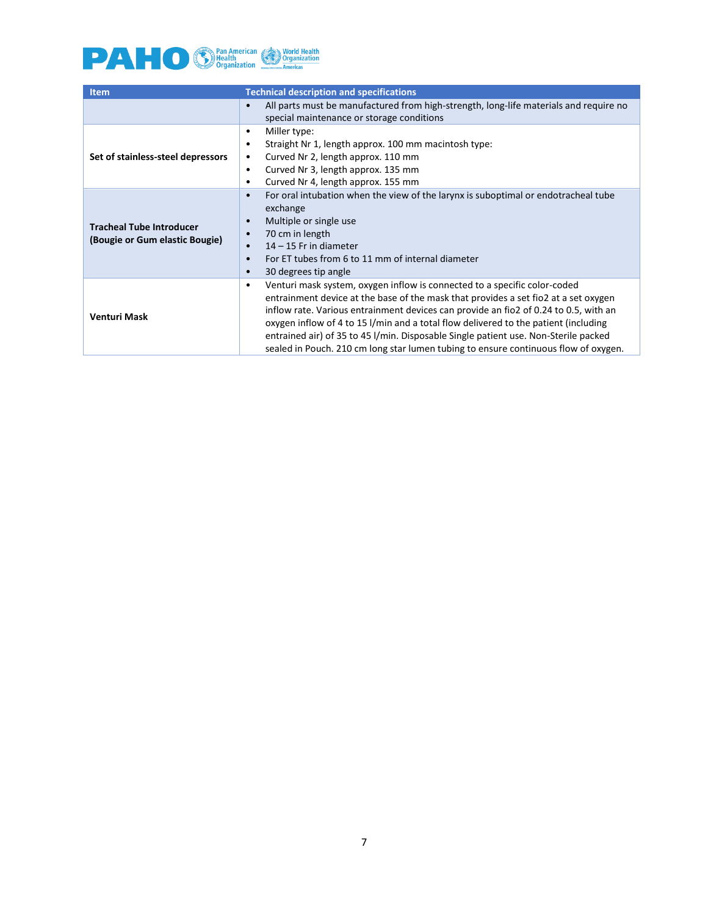| Item | Technical description and specifications |
|---|---|
| | • All parts must be manufactured from high-strength, long-life materials and require no special maintenance or storage conditions |
| **Set of stainless-steel depressors** | • Miller type:<br>• Straight Nr 1, length approx. 100 mm macintosh type:<br>• Curved Nr 2, length approx. 110 mm<br>• Curved Nr 3, length approx. 135 mm<br>• Curved Nr 4, length approx. 155 mm |
| **Tracheal Tube Introducer (Bougie or Gum elastic Bougie)** | • For oral intubation when the view of the larynx is suboptimal or endotracheal tube exchange<br>• Multiple or single use<br>• 70 cm in length<br>• 14 – 15 Fr in diameter<br>• For ET tubes from 6 to 11 mm of internal diameter<br>• 30 degrees tip angle |
| **Venturi Mask** | • Venturi mask system, oxygen inflow is connected to a specific color-coded entrainment device at the base of the mask that provides a set fio2 at a set oxygen inflow rate. Various entrainment devices can provide an fio2 of 0.24 to 0.5, with an oxygen inflow of 4 to 15 l/min and a total flow delivered to the patient (including entrained air) of 35 to 45 l/min. Disposable Single patient use. Non-Sterile packed sealed in Pouch. 210 cm long star lumen tubing to ensure continuous flow of oxygen. |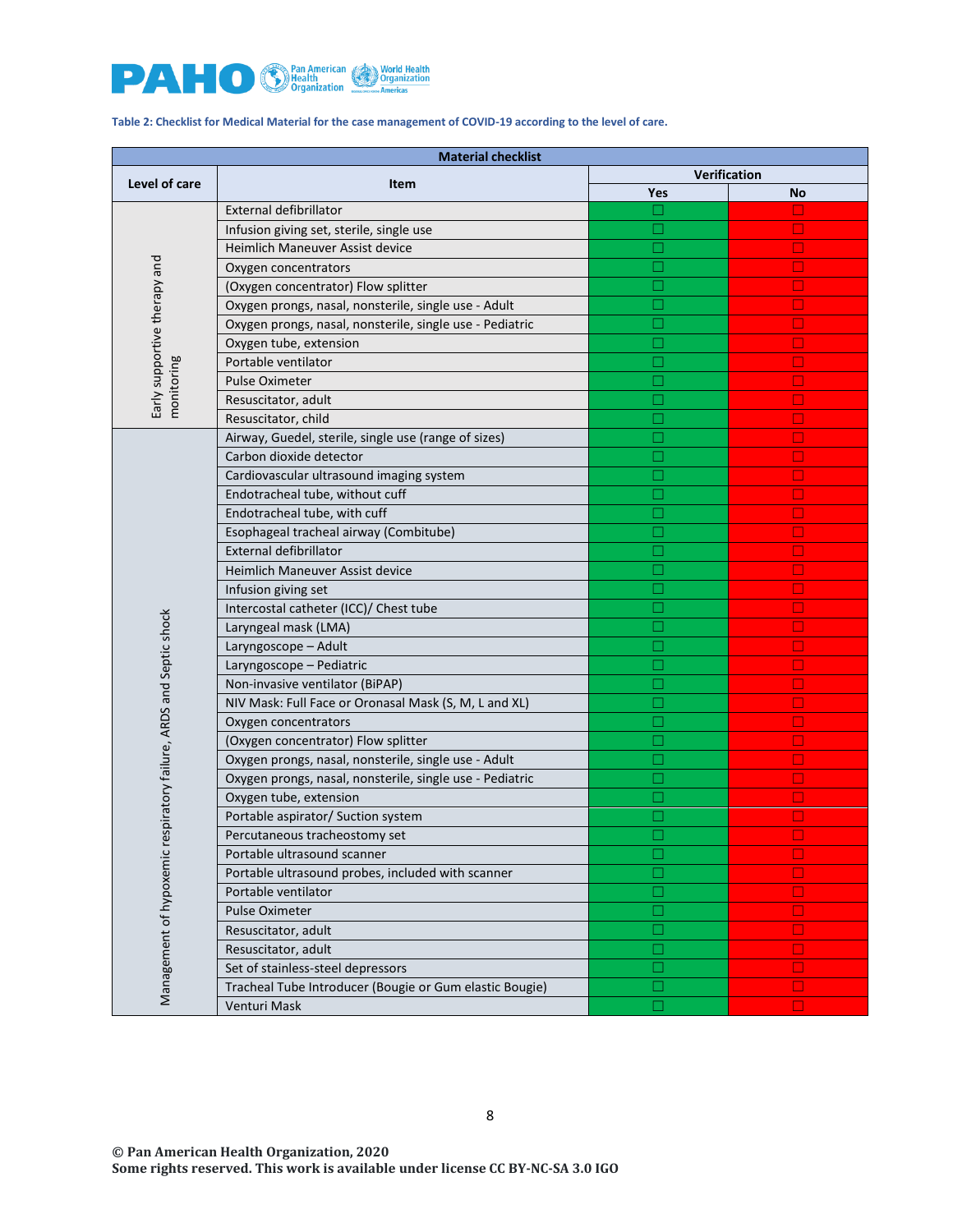Table 2: Checklist for Medical Material for the case management of COVID-19 according to the level of care.

| Material checklist | | | |
|---|---|---|---|
| Level of care | Item | Verification | |
| | | Yes | No |
| Early supportive therapy and monitoring | External defibrillator | ☐ | ☐ |
| | Infusion giving set, sterile, single use | ☐ | ☐ |
| | Heimlich Maneuver Assist device | ☐ | ☐ |
| | Oxygen concentrators | ☐ | ☐ |
| | (Oxygen concentrator) Flow splitter | ☐ | ☐ |
| | Oxygen prongs, nasal, nonsterile, single use - Adult | ☐ | ☐ |
| | Oxygen prongs, nasal, nonsterile, single use - Pediatric | ☐ | ☐ |
| | Oxygen tube, extension | ☐ | ☐ |
| | Portable ventilator | ☐ | ☐ |
| | Pulse Oximeter | ☐ | ☐ |
| | Resuscitator, adult | ☐ | ☐ |
| | Resuscitator, child | ☐ | ☐ |
| Management of hypoxemic respiratory failure, ARDS and Septic shock | Airway, Guedel, sterile, single use (range of sizes) | ☐ | ☐ |
| | Carbon dioxide detector | ☐ | ☐ |
| | Cardiovascular ultrasound imaging system | ☐ | ☐ |
| | Endotracheal tube, without cuff | ☐ | ☐ |
| | Endotracheal tube, with cuff | ☐ | ☐ |
| | Esophageal tracheal airway (Combitube) | ☐ | ☐ |
| | External defibrillator | ☐ | ☐ |
| | Heimlich Maneuver Assist device | ☐ | ☐ |
| | Infusion giving set | ☐ | ☐ |
| | Intercostal catheter (ICC)/ Chest tube | ☐ | ☐ |
| | Laryngeal mask (LMA) | ☐ | ☐ |
| | Laryngoscope – Adult | ☐ | ☐ |
| | Laryngoscope – Pediatric | ☐ | ☐ |
| | Non-invasive ventilator (BiPAP) | ☐ | ☐ |
| | NIV Mask: Full Face or Oronasal Mask (S, M, L and XL) | ☐ | ☐ |
| | Oxygen concentrators | ☐ | ☐ |
| | (Oxygen concentrator) Flow splitter | ☐ | ☐ |
| | Oxygen prongs, nasal, nonsterile, single use - Adult | ☐ | ☐ |
| | Oxygen prongs, nasal, nonsterile, single use - Pediatric | ☐ | ☐ |
| | Oxygen tube, extension | ☐ | ☐ |
| | Portable aspirator/ Suction system | ☐ | ☐ |
| | Percutaneous tracheostomy set | ☐ | ☐ |
| | Portable ultrasound scanner | ☐ | ☐ |
| | Portable ultrasound probes, included with scanner | ☐ | ☐ |
| | Portable ventilator | ☐ | ☐ |
| | Pulse Oximeter | ☐ | ☐ |
| | Resuscitator, adult | ☐ | ☐ |
| | Resuscitator, adult | ☐ | ☐ |
| | Set of stainless-steel depressors | ☐ | ☐ |
| | Tracheal Tube Introducer (Bougie or Gum elastic Bougie) | ☐ | ☐ |
| | Venturi Mask | ☐ | ☐ |

© Pan American Health Organization, 2020
Some rights reserved. This work is available under license CC BY-NC-SA 3.0 IGO